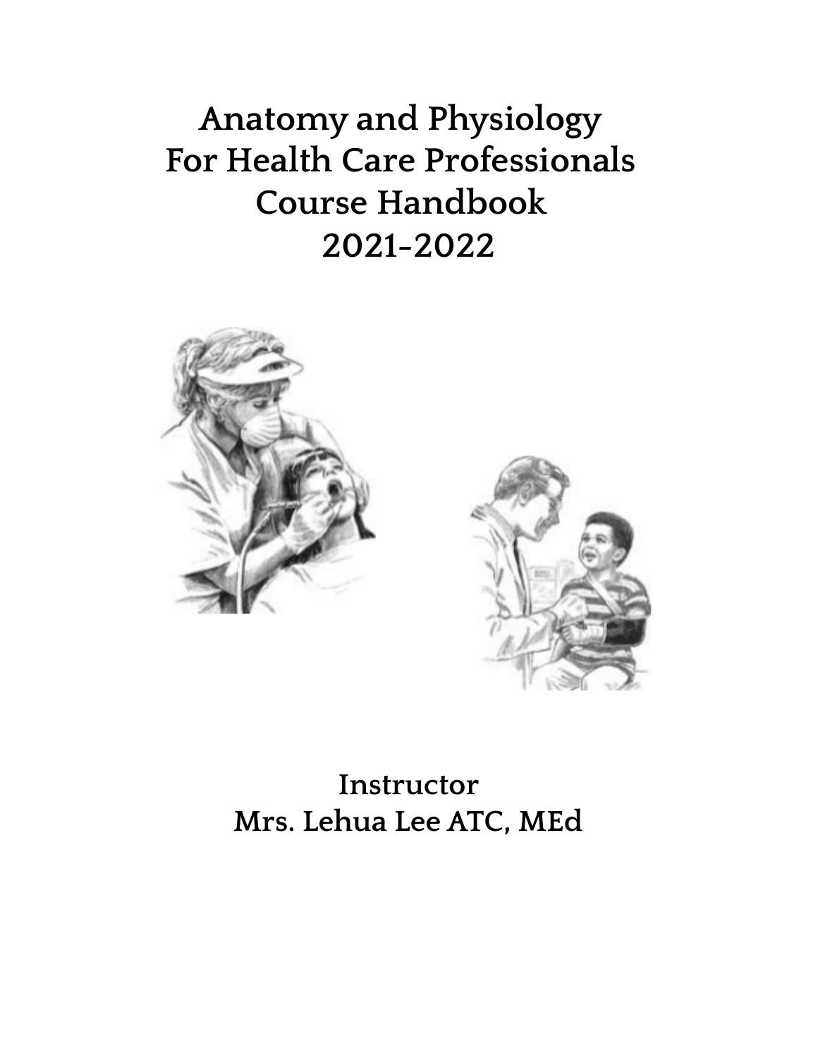# Anatomy and Physiology For Health Care Professionals Course Handbook 2021-2022

Instructor
Mrs. Lehua Lee ATC, MEd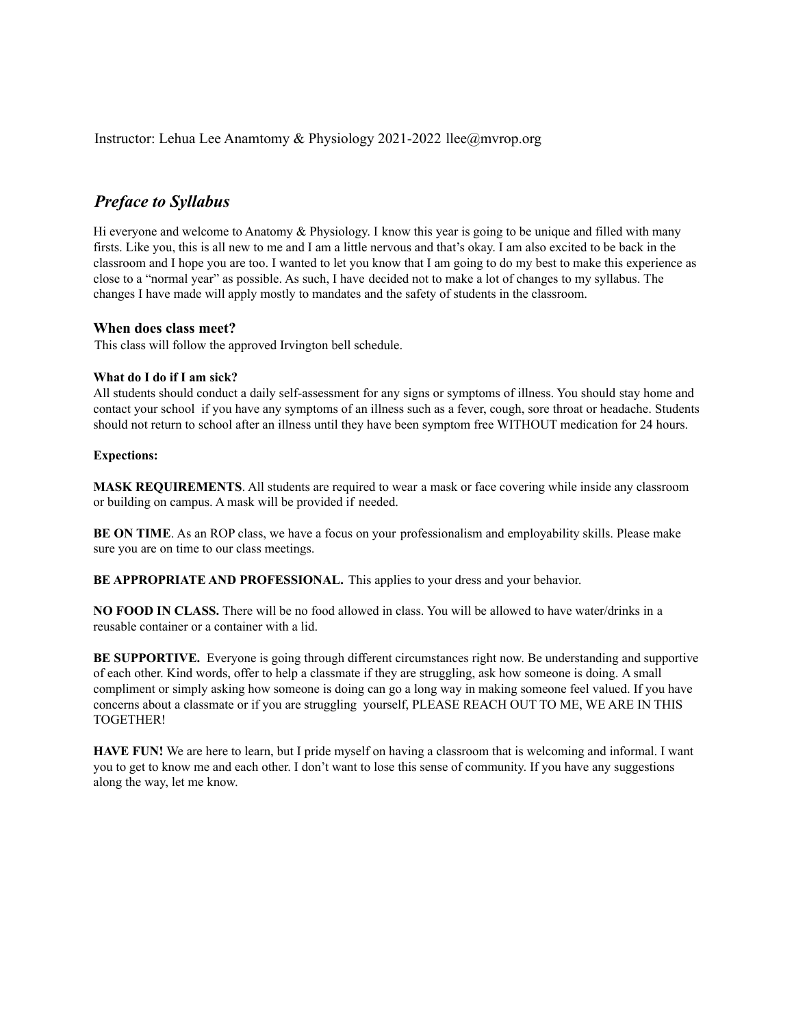Instructor: Lehua Lee Anamtomy & Physiology 2021-2022 llee@mvrop.org

## *Preface to Syllabus*

Hi everyone and welcome to Anatomy & Physiology. I know this year is going to be unique and filled with many firsts. Like you, this is all new to me and I am a little nervous and that's okay. I am also excited to be back in the classroom and I hope you are too. I wanted to let you know that I am going to do my best to make this experience as close to a "normal year" as possible. As such, I have decided not to make a lot of changes to my syllabus. The changes I have made will apply mostly to mandates and the safety of students in the classroom.

### When does class meet?

This class will follow the approved Irvington bell schedule.

#### What do I do if I am sick?

All students should conduct a daily self-assessment for any signs or symptoms of illness. You should stay home and contact your school if you have any symptoms of an illness such as a fever, cough, sore throat or headache. Students should not return to school after an illness until they have been symptom free WITHOUT medication for 24 hours.

#### Expections:

**MASK REQUIREMENTS**. All students are required to wear a mask or face covering while inside any classroom or building on campus. A mask will be provided if needed.

**BE ON TIME**. As an ROP class, we have a focus on your professionalism and employability skills. Please make sure you are on time to our class meetings.

**BE APPROPRIATE AND PROFESSIONAL.** This applies to your dress and your behavior.

**NO FOOD IN CLASS.** There will be no food allowed in class. You will be allowed to have water/drinks in a reusable container or a container with a lid.

**BE SUPPORTIVE.** Everyone is going through different circumstances right now. Be understanding and supportive of each other. Kind words, offer to help a classmate if they are struggling, ask how someone is doing. A small compliment or simply asking how someone is doing can go a long way in making someone feel valued. If you have concerns about a classmate or if you are struggling yourself, PLEASE REACH OUT TO ME, WE ARE IN THIS TOGETHER!

**HAVE FUN!** We are here to learn, but I pride myself on having a classroom that is welcoming and informal. I want you to get to know me and each other. I don't want to lose this sense of community. If you have any suggestions along the way, let me know.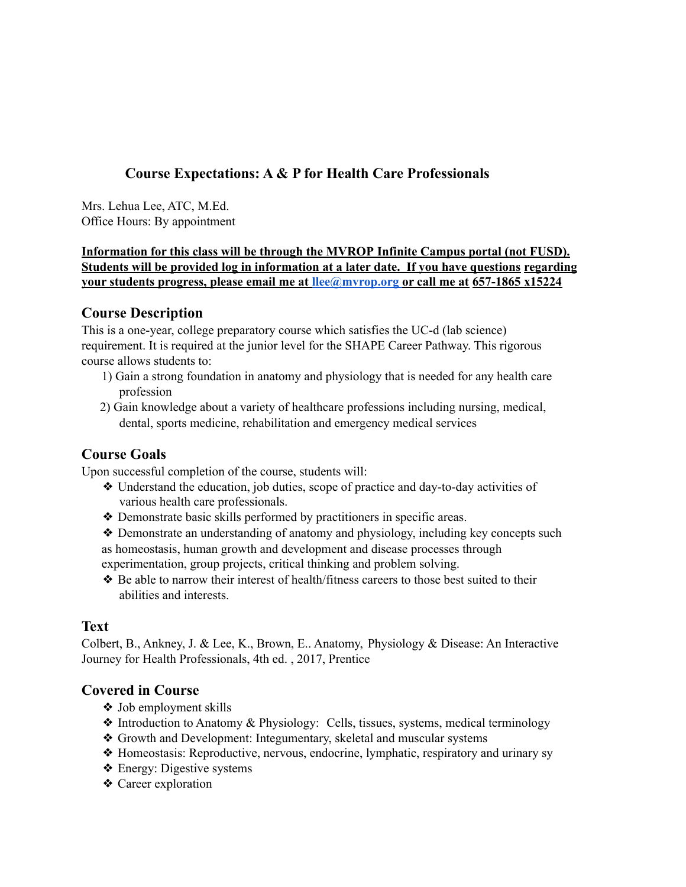# Course Expectations: A & P for Health Care Professionals

Mrs. Lehua Lee, ATC, M.Ed.
Office Hours: By appointment

**Information for this class will be through the MVROP Infinite Campus portal (not FUSD). Students will be provided log in information at a later date. If you have questions regarding your students progress, please email me at llee@mvrop.org or call me at 657-1865 x15224**

## Course Description

This is a one-year, college preparatory course which satisfies the UC-d (lab science) requirement. It is required at the junior level for the SHAPE Career Pathway. This rigorous course allows students to:

1) Gain a strong foundation in anatomy and physiology that is needed for any health care profession
2) Gain knowledge about a variety of healthcare professions including nursing, medical, dental, sports medicine, rehabilitation and emergency medical services

## Course Goals

Upon successful completion of the course, students will:

- Understand the education, job duties, scope of practice and day-to-day activities of various health care professionals.
- Demonstrate basic skills performed by practitioners in specific areas.
- Demonstrate an understanding of anatomy and physiology, including key concepts such as homeostasis, human growth and development and disease processes through experimentation, group projects, critical thinking and problem solving.
- Be able to narrow their interest of health/fitness careers to those best suited to their abilities and interests.

## Text

Colbert, B., Ankney, J. & Lee, K., Brown, E.. Anatomy, Physiology & Disease: An Interactive Journey for Health Professionals, 4th ed. , 2017, Prentice

## Covered in Course

- Job employment skills
- Introduction to Anatomy & Physiology: Cells, tissues, systems, medical terminology
- Growth and Development: Integumentary, skeletal and muscular systems
- Homeostasis: Reproductive, nervous, endocrine, lymphatic, respiratory and urinary sy
- Energy: Digestive systems
- Career exploration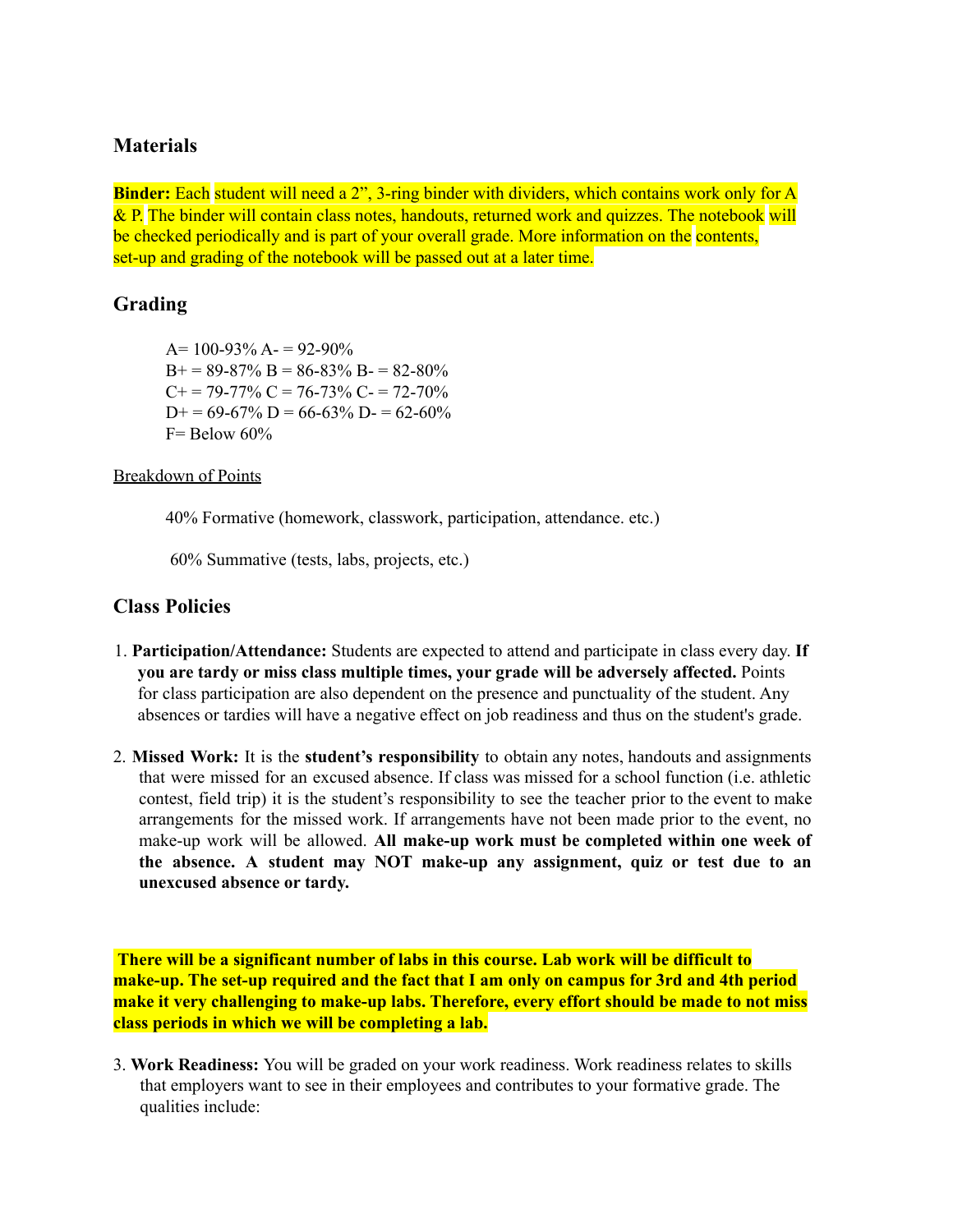## Materials

**Binder:** Each student will need a 2", 3-ring binder with dividers, which contains work only for A & P. The binder will contain class notes, handouts, returned work and quizzes. The notebook will be checked periodically and is part of your overall grade. More information on the contents, set-up and grading of the notebook will be passed out at a later time.

## Grading

A= 100-93% A- = 92-90%
B+ = 89-87% B = 86-83% B- = 82-80%
C+ = 79-77% C = 76-73% C- = 72-70%
D+ = 69-67% D = 66-63% D- = 62-60%
F= Below 60%

Breakdown of Points

40% Formative (homework, classwork, participation, attendance. etc.)

60% Summative (tests, labs, projects, etc.)

## Class Policies

1. **Participation/Attendance:** Students are expected to attend and participate in class every day. **If you are tardy or miss class multiple times, your grade will be adversely affected.** Points for class participation are also dependent on the presence and punctuality of the student. Any absences or tardies will have a negative effect on job readiness and thus on the student's grade.

2. **Missed Work:** It is the **student's responsibility** to obtain any notes, handouts and assignments that were missed for an excused absence. If class was missed for a school function (i.e. athletic contest, field trip) it is the student's responsibility to see the teacher prior to the event to make arrangements for the missed work. If arrangements have not been made prior to the event, no make-up work will be allowed. **All make-up work must be completed within one week of the absence. A student may NOT make-up any assignment, quiz or test due to an unexcused absence or tardy.**

**There will be a significant number of labs in this course. Lab work will be difficult to make-up. The set-up required and the fact that I am only on campus for 3rd and 4th period make it very challenging to make-up labs. Therefore, every effort should be made to not miss class periods in which we will be completing a lab.**

3. **Work Readiness:** You will be graded on your work readiness. Work readiness relates to skills that employers want to see in their employees and contributes to your formative grade. The qualities include: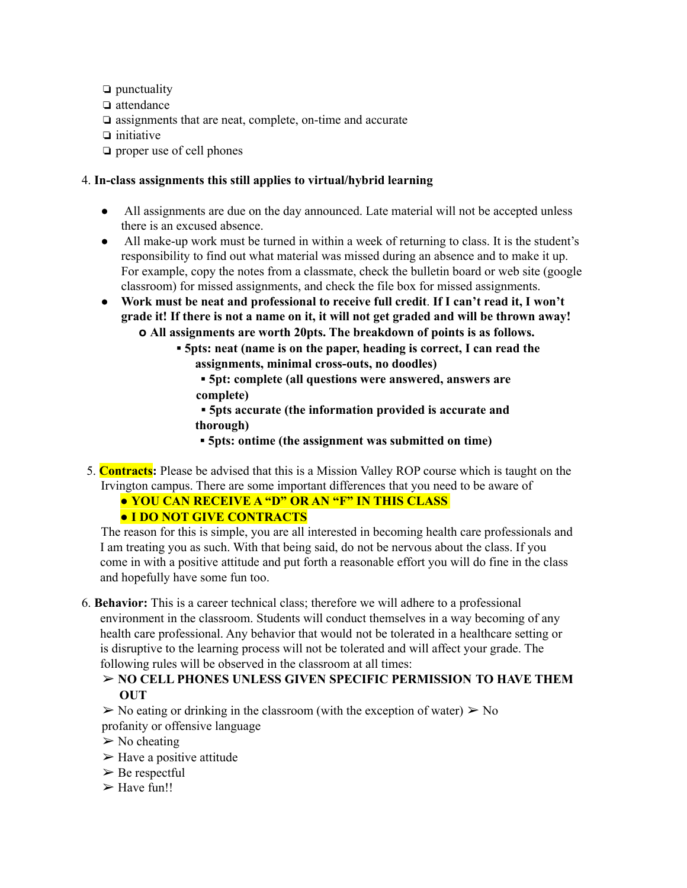- ❏ punctuality
- ❏ attendance
- ❏ assignments that are neat, complete, on-time and accurate
- ❏ initiative
- ❏ proper use of cell phones

4. **In-class assignments this still applies to virtual/hybrid learning**

   - All assignments are due on the day announced. Late material will not be accepted unless there is an excused absence.
   - All make-up work must be turned in within a week of returning to class. It is the student's responsibility to find out what material was missed during an absence and to make it up. For example, copy the notes from a classmate, check the bulletin board or web site (google classroom) for missed assignments, and check the file box for missed assignments.
   - **Work must be neat and professional to receive full credit**. **If I can't read it, I won't grade it! If there is not a name on it, it will not get graded and will be thrown away!**
     - **All assignments are worth 20pts. The breakdown of points is as follows.**
       - **5pts: neat (name is on the paper, heading is correct, I can read the assignments, minimal cross-outs, no doodles)**
       - **5pt: complete (all questions were answered, answers are complete)**
       - **5pts accurate (the information provided is accurate and thorough)**
       - **5pts: ontime (the assignment was submitted on time)**

5. **Contracts:** Please be advised that this is a Mission Valley ROP course which is taught on the Irvington campus. There are some important differences that you need to be aware of
   - **YOU CAN RECEIVE A "D" OR AN "F" IN THIS CLASS**
   - **I DO NOT GIVE CONTRACTS**

   The reason for this is simple, you are all interested in becoming health care professionals and I am treating you as such. With that being said, do not be nervous about the class. If you come in with a positive attitude and put forth a reasonable effort you will do fine in the class and hopefully have some fun too.

6. **Behavior:** This is a career technical class; therefore we will adhere to a professional environment in the classroom. Students will conduct themselves in a way becoming of any health care professional. Any behavior that would not be tolerated in a healthcare setting or is disruptive to the learning process will not be tolerated and will affect your grade. The following rules will be observed in the classroom at all times:
   - ➢ **NO CELL PHONES UNLESS GIVEN SPECIFIC PERMISSION TO HAVE THEM OUT**
   - ➢ No eating or drinking in the classroom (with the exception of water)
   - ➢ No profanity or offensive language
   - ➢ No cheating
   - ➢ Have a positive attitude
   - ➢ Be respectful
   - ➢ Have fun!!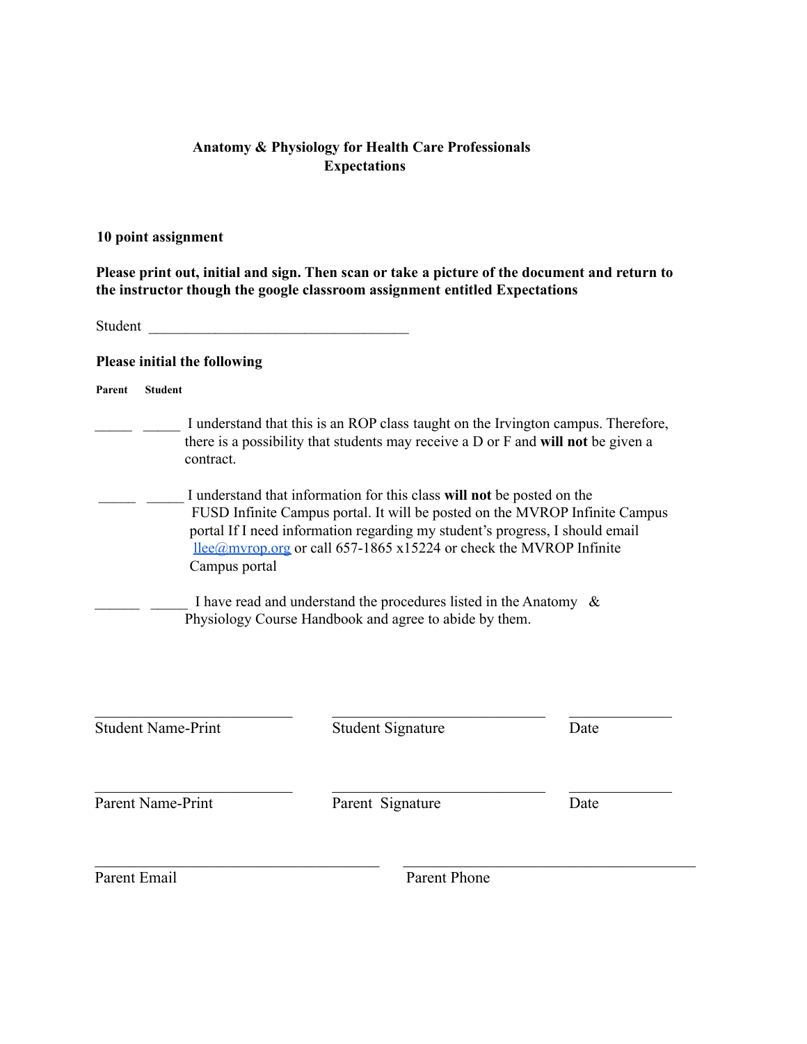**Anatomy & Physiology for Health Care Professionals**
**Expectations**

**10 point assignment**

**Please print out, initial and sign. Then scan or take a picture of the document and return to the instructor though the google classroom assignment entitled Expectations**

Student ___________________________________

**Please initial the following**

**Parent** **Student**

_____ _____ I understand that this is an ROP class taught on the Irvington campus. Therefore, there is a possibility that students may receive a D or F and **will not** be given a contract.

_____ _____ I understand that information for this class **will not** be posted on the FUSD Infinite Campus portal. It will be posted on the MVROP Infinite Campus portal If I need information regarding my student's progress, I should email llee@mvrop.org or call 657-1865 x15224 or check the MVROP Infinite Campus portal

______ _____ I have read and understand the procedures listed in the Anatomy & Physiology Course Handbook and agree to abide by them.

__________________________ __________________________ ______________
Student Name-Print Student Signature Date

__________________________ __________________________ ______________
Parent Name-Print Parent Signature Date

____________________________________ ____________________________________
Parent Email Parent Phone